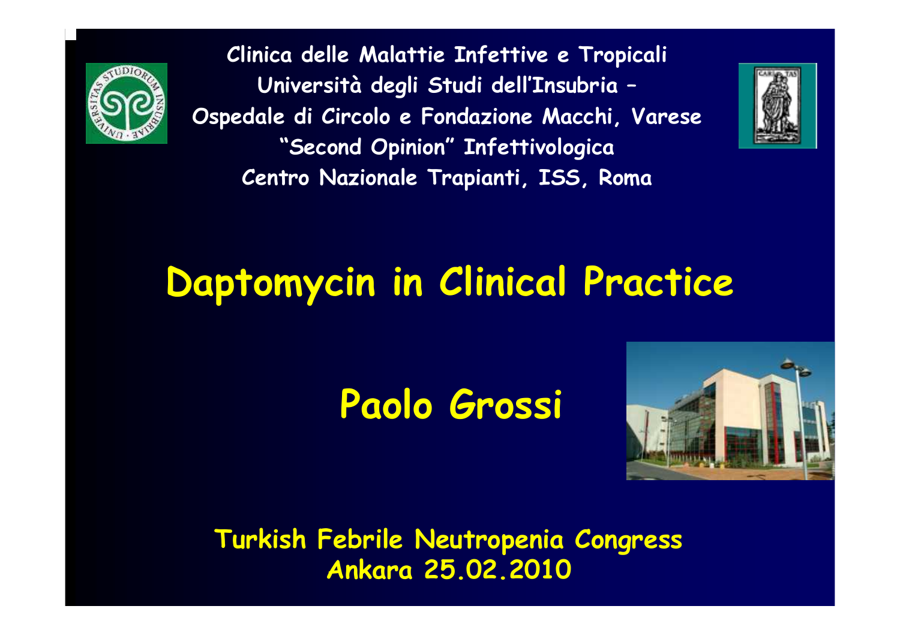Clinica delle Malattie Infettive e Tropicali
Università degli Studi dell'Insubria –
Ospedale di Circolo e Fondazione Macchi, Varese
"Second Opinion" Infettivologica
Centro Nazionale Trapianti, ISS, Roma

# Daptomycin in Clinical Practice

## Paolo Grossi

Turkish Febrile Neutropenia Congress
Ankara 25.02.2010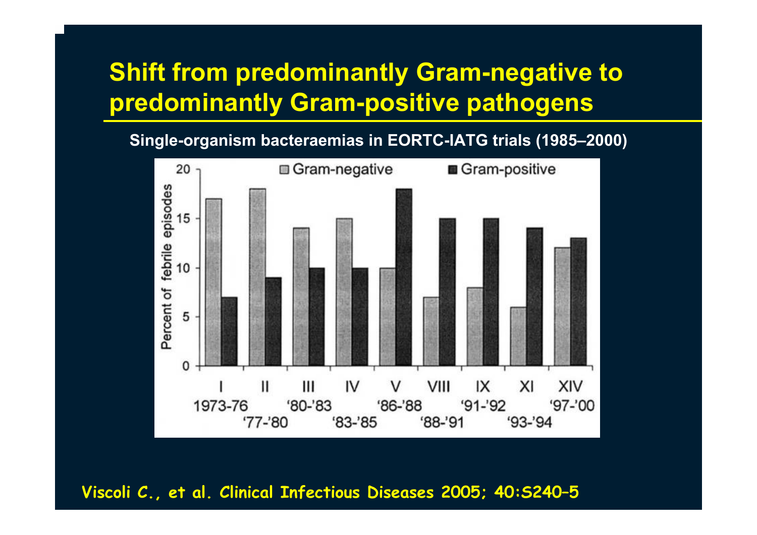# Shift from predominantly Gram-negative to predominantly Gram-positive pathogens

**Single-organism bacteraemias in EORTC-IATG trials (1985–2000)**

| Trial | Years | Gram-negative (% of febrile episodes) | Gram-positive (% of febrile episodes) |
|---|---|---|---|
| I | 1973-76 | 17 | 7 |
| II | '77-'80 | 18 | 9 |
| III | '80-'83 | 14 | 10 |
| IV | '83-'85 | 15 | 10 |
| V | '86-'88 | 10 | 18 |
| VIII | '88-'91 | 7 | 15 |
| IX | '91-'92 | 8 | 15 |
| XI | '93-'94 | 6 | 14 |
| XIV | '97-'00 | 12 | 13 |

Viscoli C., et al. Clinical Infectious Diseases 2005; 40:S240–5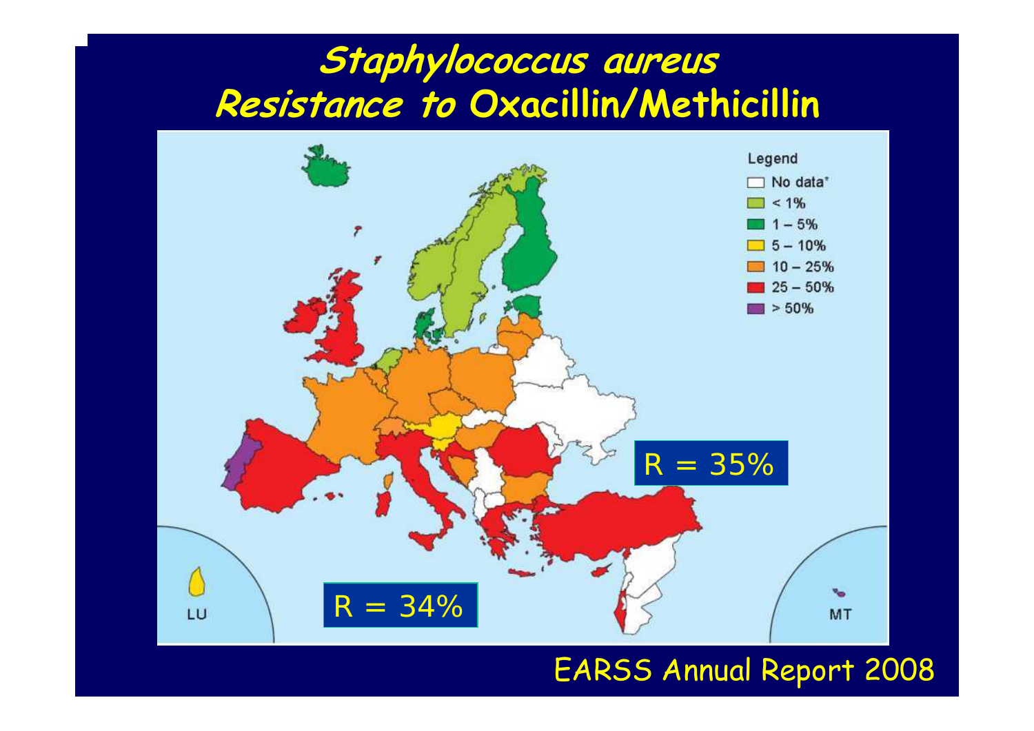# *Staphylococcus aureus* Resistance to Oxacillin/Methicillin

Legend
- No data*
- < 1%
- 1 – 5%
- 5 – 10%
- 10 – 25%
- 25 – 50%
- > 50%

R = 35%

R = 34%

LU

MT

EARSS Annual Report 2008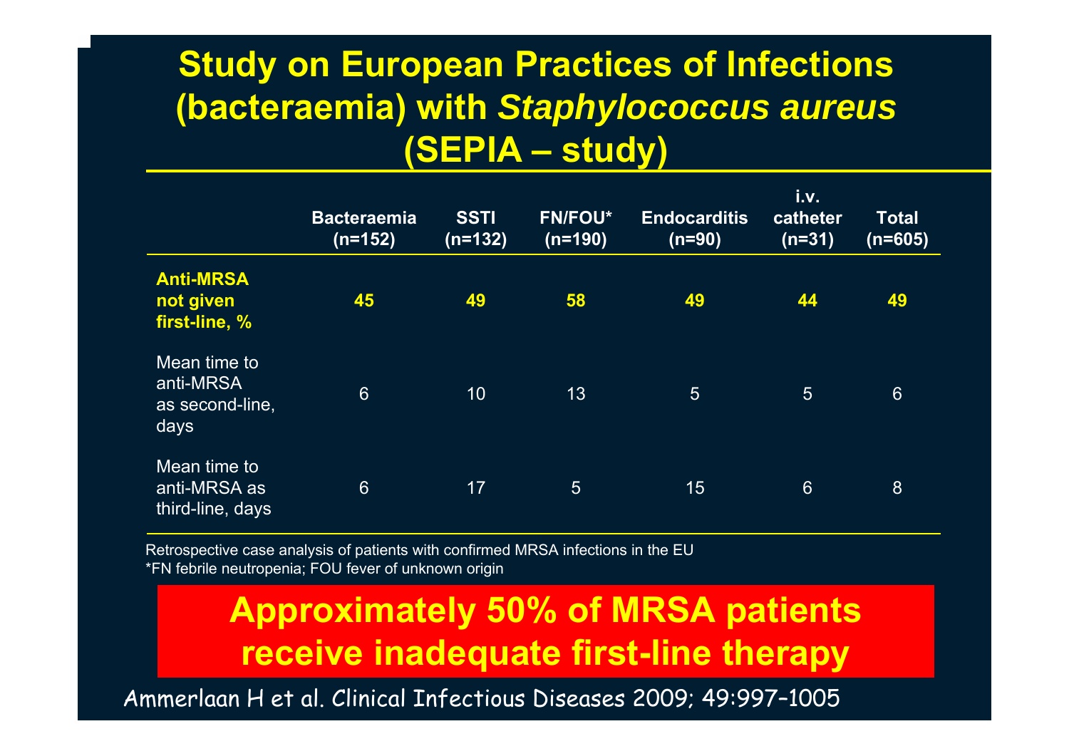# Study on European Practices of Infections (bacteraemia) with *Staphylococcus aureus* (SEPIA – study)

| | Bacteraemia (n=152) | SSTI (n=132) | FN/FOU* (n=190) | Endocarditis (n=90) | i.v. catheter (n=31) | Total (n=605) |
|---|---|---|---|---|---|---|
| **Anti-MRSA not given first-line, %** | **45** | **49** | **58** | **49** | **44** | **49** |
| Mean time to anti-MRSA as second-line, days | 6 | 10 | 13 | 5 | 5 | 6 |
| Mean time to anti-MRSA as third-line, days | 6 | 17 | 5 | 15 | 6 | 8 |

Retrospective case analysis of patients with confirmed MRSA infections in the EU
*FN febrile neutropenia; FOU fever of unknown origin

**Approximately 50% of MRSA patients receive inadequate first-line therapy**

Ammerlaan H et al. Clinical Infectious Diseases 2009; 49:997–1005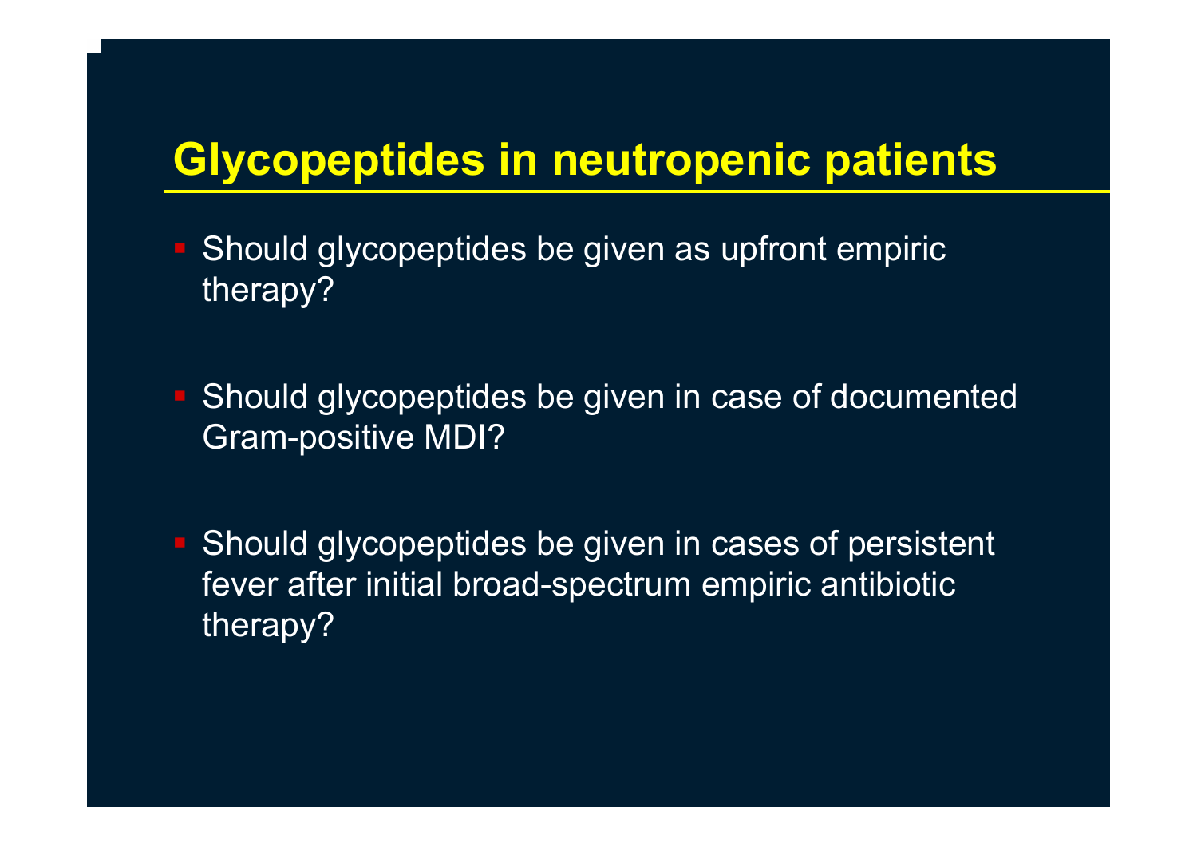# Glycopeptides in neutropenic patients

- Should glycopeptides be given as upfront empiric therapy?
- Should glycopeptides be given in case of documented Gram-positive MDI?
- Should glycopeptides be given in cases of persistent fever after initial broad-spectrum empiric antibiotic therapy?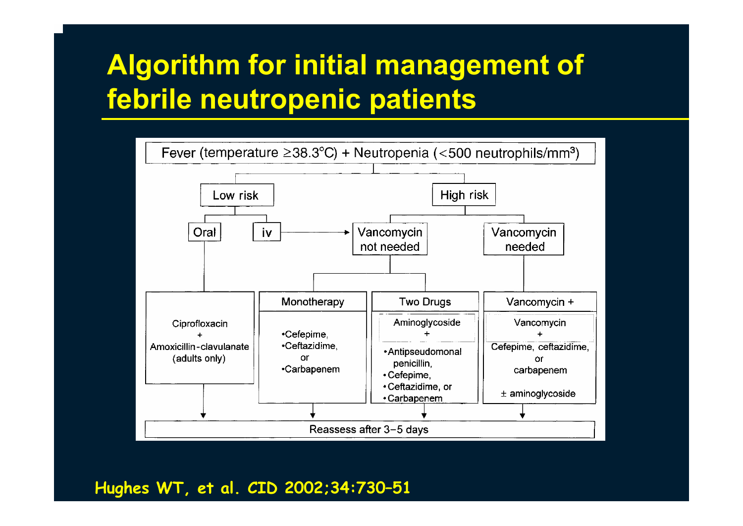# Algorithm for initial management of febrile neutropenic patients

Fever (temperature ≥38.3°C) + Neutropenia (<500 neutrophils/mm$^3$)

- **Low risk**
  - **Oral** → Ciprofloxacin + Amoxicillin-clavulanate (adults only)
  - **iv** → Vancomycin not needed
- **High risk**
  - **Vancomycin not needed**
    - **Monotherapy**
      - Cefepime,
      - Ceftazidime,
      - or
      - Carbapenem
    - **Two Drugs**
      - Aminoglycoside +
        - Antipseudomonal penicillin,
        - Cefepime,
        - Ceftazidime, or
        - Carbapenem
  - **Vancomycin needed**
    - **Vancomycin +**
      - Vancomycin + Cefepime, ceftazidime, or carbapenem
      - ± aminoglycoside

All pathways → Reassess after 3–5 days

**Hughes WT, et al. CID 2002;34:730–51**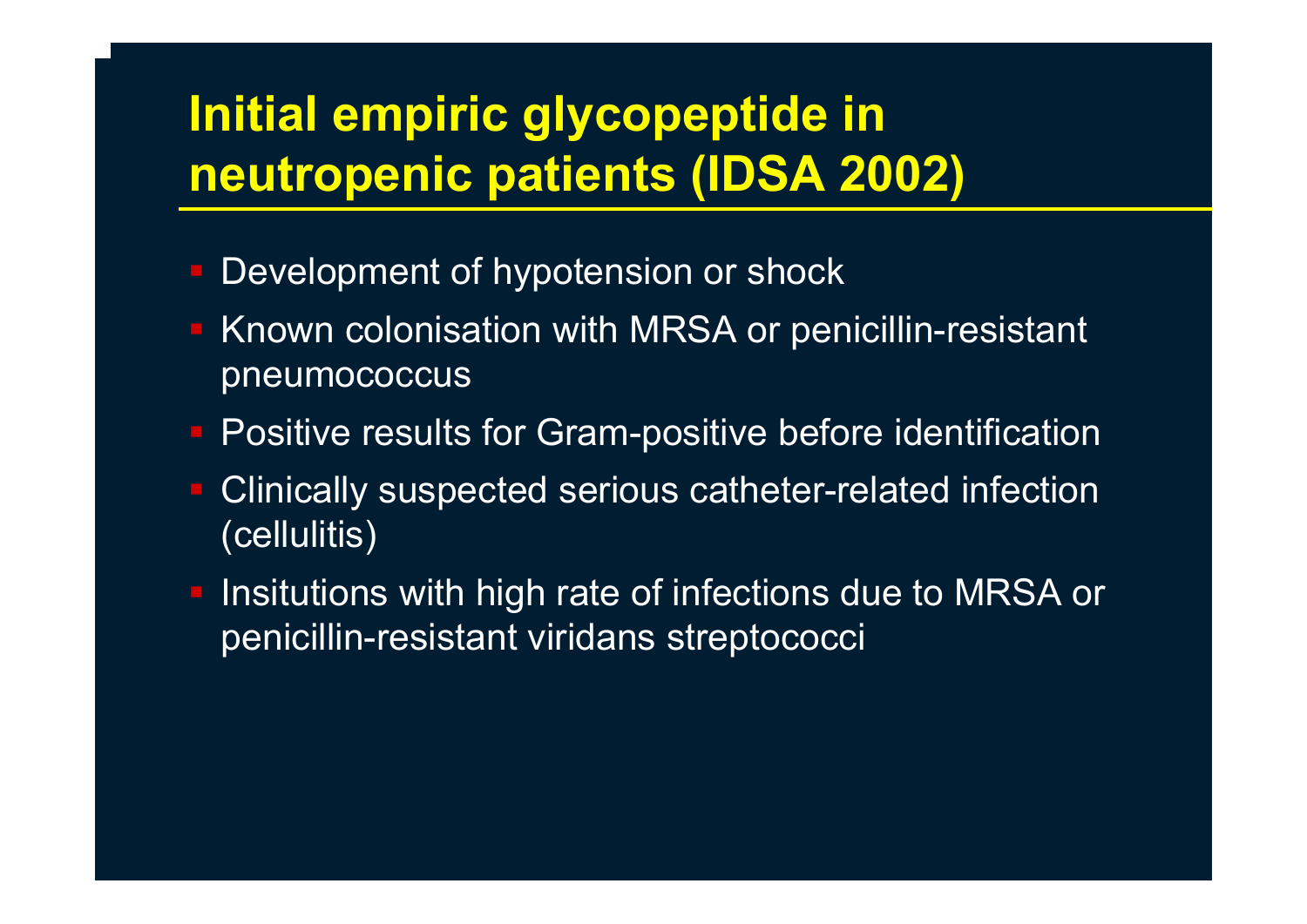# Initial empiric glycopeptide in neutropenic patients (IDSA 2002)

- Development of hypotension or shock
- Known colonisation with MRSA or penicillin-resistant pneumococcus
- Positive results for Gram-positive before identification
- Clinically suspected serious catheter-related infection (cellulitis)
- Insitutions with high rate of infections due to MRSA or penicillin-resistant viridans streptococci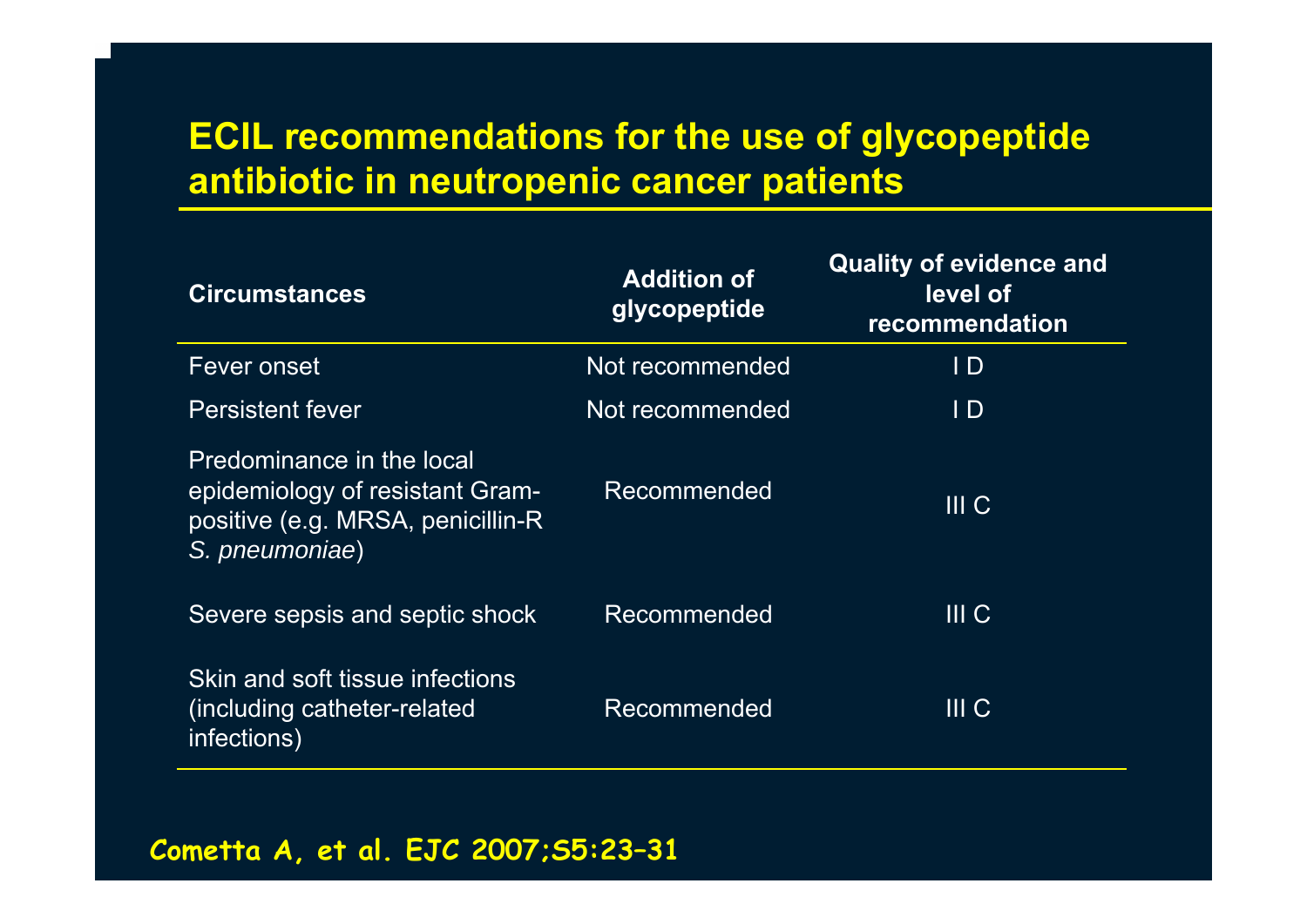# ECIL recommendations for the use of glycopeptide antibiotic in neutropenic cancer patients

| Circumstances | Addition of glycopeptide | Quality of evidence and level of recommendation |
|---|---|---|
| Fever onset | Not recommended | I D |
| Persistent fever | Not recommended | I D |
| Predominance in the local epidemiology of resistant Gram-positive (e.g. MRSA, penicillin-R *S. pneumoniae*) | Recommended | III C |
| Severe sepsis and septic shock | Recommended | III C |
| Skin and soft tissue infections (including catheter-related infections) | Recommended | III C |

Cometta A, et al. EJC 2007;S5:23–31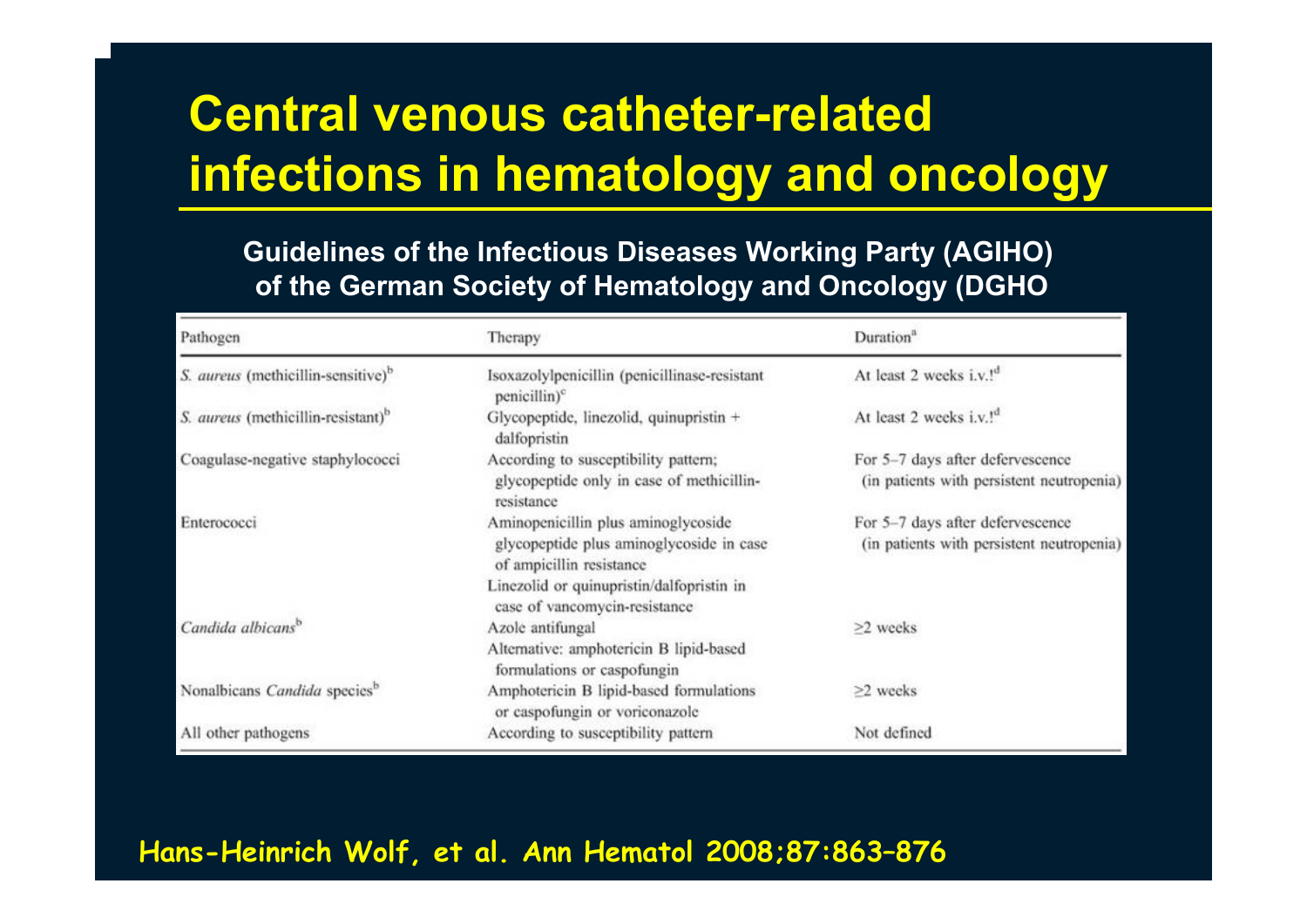# Central venous catheter-related infections in hematology and oncology

**Guidelines of the Infectious Diseases Working Party (AGIHO) of the German Society of Hematology and Oncology (DGHO**

| Pathogen | Therapy | Duration[a] |
|---|---|---|
| *S. aureus* (methicillin-sensitive)[b] | Isoxazolylpenicillin (penicillinase-resistant penicillin)[c] | At least 2 weeks i.v.![d] |
| *S. aureus* (methicillin-resistant)[b] | Glycopeptide, linezolid, quinupristin + dalfopristin | At least 2 weeks i.v.![d] |
| Coagulase-negative staphylococci | According to susceptibility pattern; glycopeptide only in case of methicillin-resistance | For 5–7 days after defervescence (in patients with persistent neutropenia) |
| Enterococci | Aminopenicillin plus aminoglycoside glycopeptide plus aminoglycoside in case of ampicillin resistance<br>Linezolid or quinupristin/dalfopristin in case of vancomycin-resistance | For 5–7 days after defervescence (in patients with persistent neutropenia) |
| *Candida albicans*[b] | Azole antifungal<br>Alternative: amphotericin B lipid-based formulations or caspofungin | ≥2 weeks |
| Nonalbicans *Candida* species[b] | Amphotericin B lipid-based formulations or caspofungin or voriconazole | ≥2 weeks |
| All other pathogens | According to susceptibility pattern | Not defined |

**Hans-Heinrich Wolf, et al. Ann Hematol 2008;87:863–876**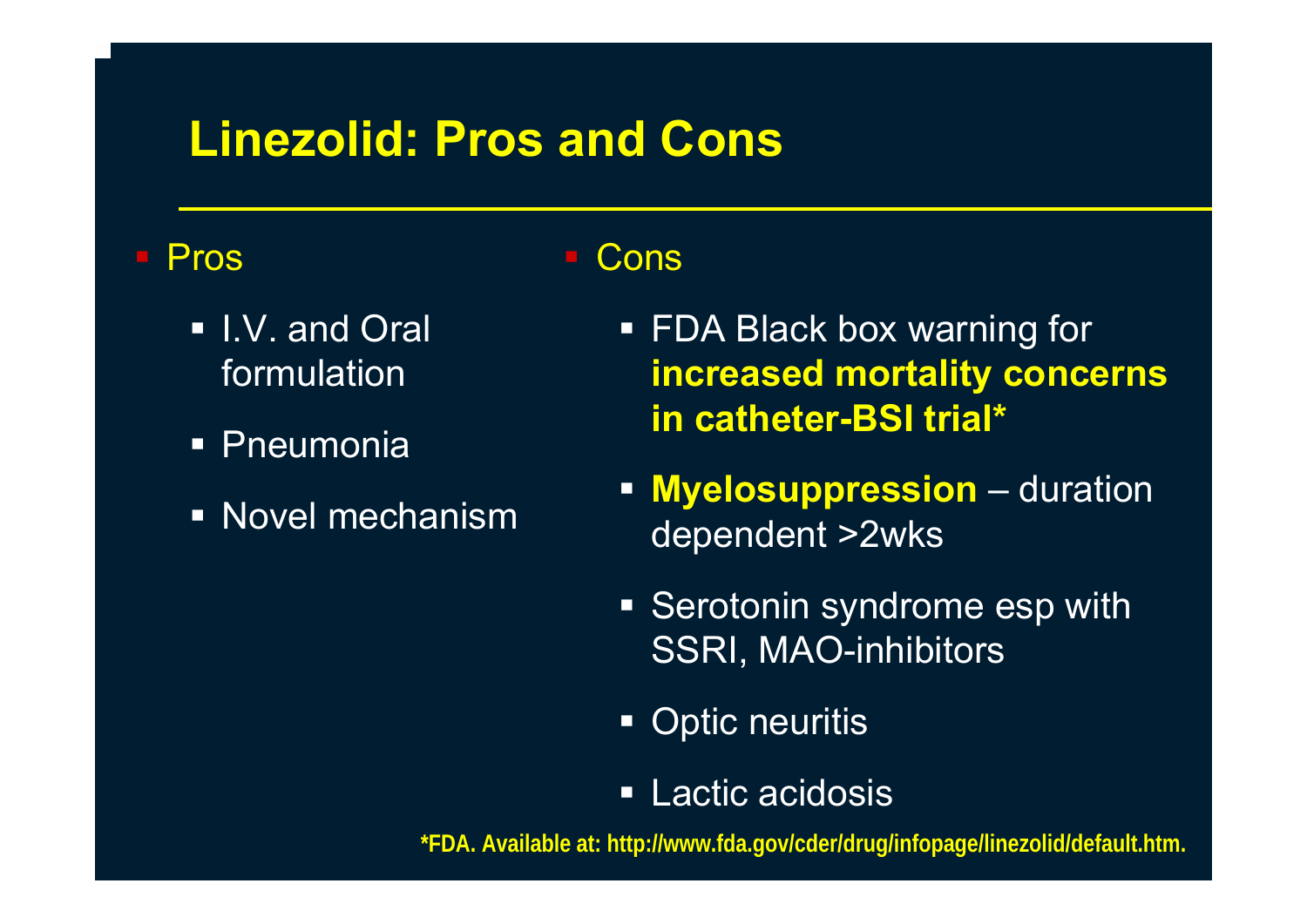# Linezolid: Pros and Cons

- Pros
  - I.V. and Oral formulation
  - Pneumonia
  - Novel mechanism
- Cons
  - FDA Black box warning for **increased mortality concerns in catheter-BSI trial***
  - **Myelosuppression** – duration dependent >2wks
  - Serotonin syndrome esp with SSRI, MAO-inhibitors
  - Optic neuritis
  - Lactic acidosis

**\*FDA. Available at: http://www.fda.gov/cder/drug/infopage/linezolid/default.htm.**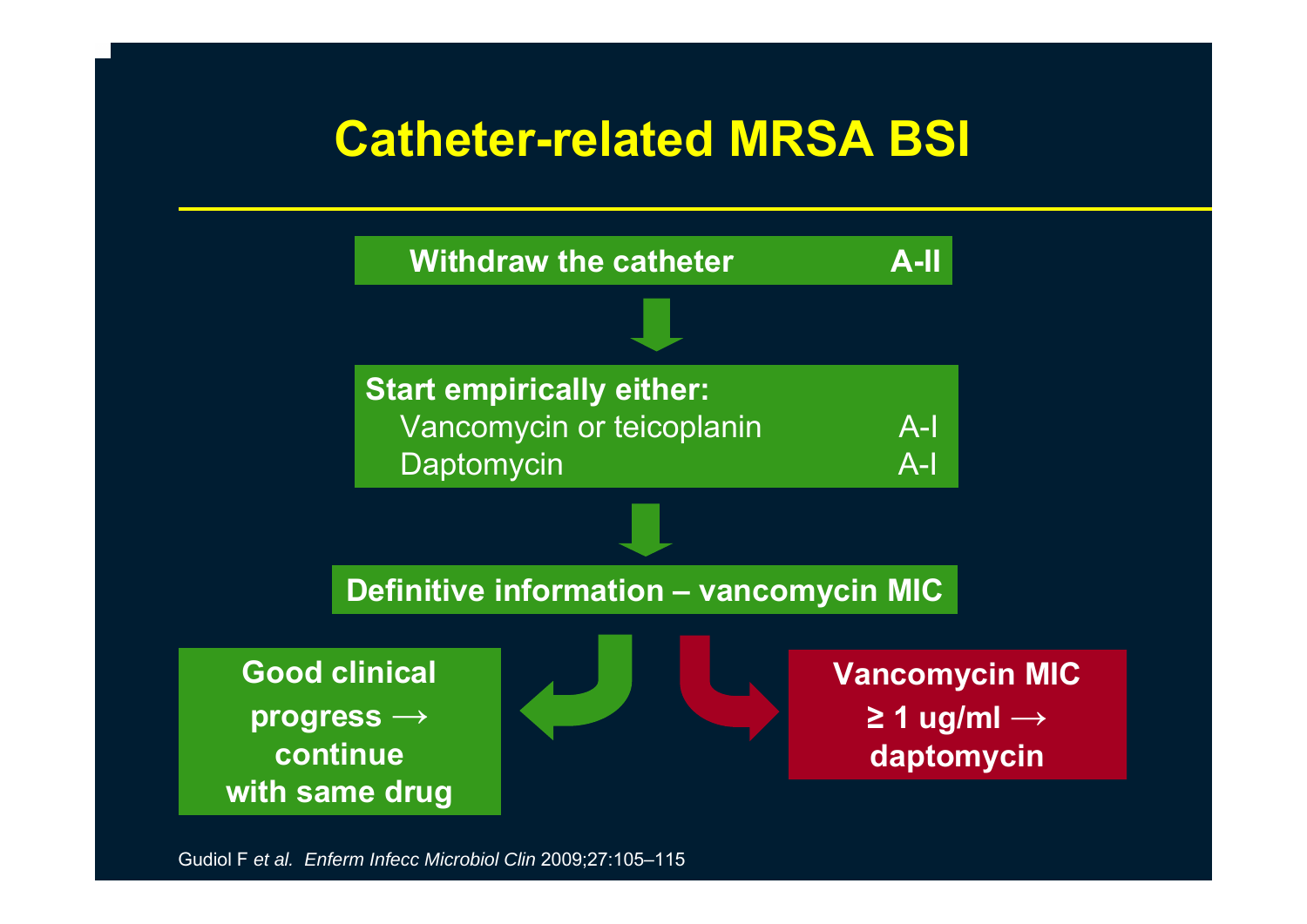# Catheter-related MRSA BSI

**Withdraw the catheter** **A-II**

↓

**Start empirically either:**

- Vancomycin or teicoplanin — A-I
- Daptomycin — A-I

↓

**Definitive information – vancomycin MIC**

**Good clinical progress → continue with same drug**

**Vancomycin MIC ≥ 1 ug/ml → daptomycin**

Gudiol F *et al.* *Enferm Infecc Microbiol Clin* 2009;27:105–115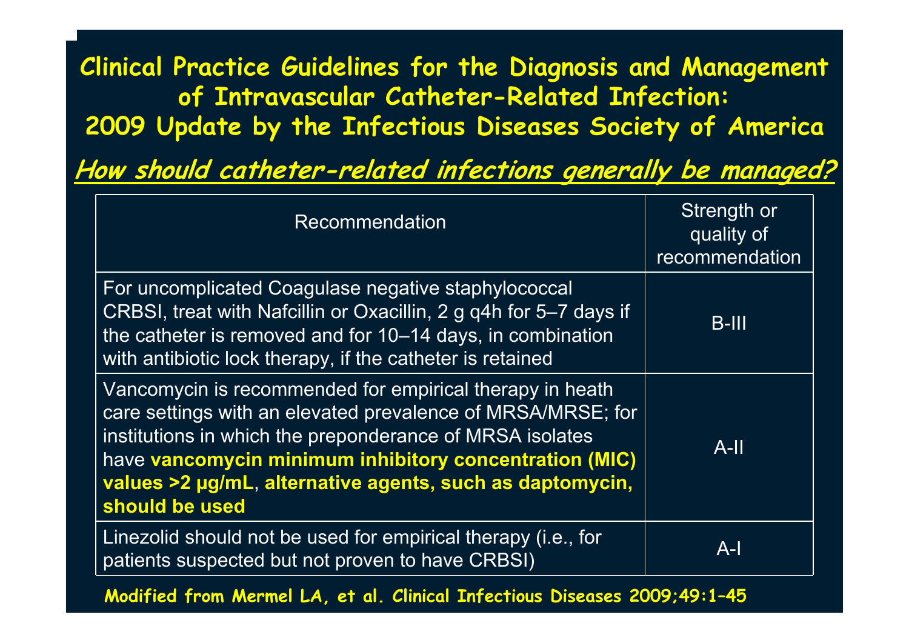# Clinical Practice Guidelines for the Diagnosis and Management of Intravascular Catheter-Related Infection: 2009 Update by the Infectious Diseases Society of America

## *How should catheter-related infections generally be managed?*

| Recommendation | Strength or quality of recommendation |
|---|---|
| For uncomplicated Coagulase negative staphylococcal CRBSI, treat with Nafcillin or Oxacillin, 2 g q4h for 5–7 days if the catheter is removed and for 10–14 days, in combination with antibiotic lock therapy, if the catheter is retained | B-III |
| Vancomycin is recommended for empirical therapy in heath care settings with an elevated prevalence of MRSA/MRSE; for institutions in which the preponderance of MRSA isolates have **vancomycin minimum inhibitory concentration (MIC) values >2 µg/mL**, **alternative agents, such as daptomycin, should be used** | A-II |
| Linezolid should not be used for empirical therapy (i.e., for patients suspected but not proven to have CRBSI) | A-I |

**Modified from Mermel LA, et al. Clinical Infectious Diseases 2009;49:1–45**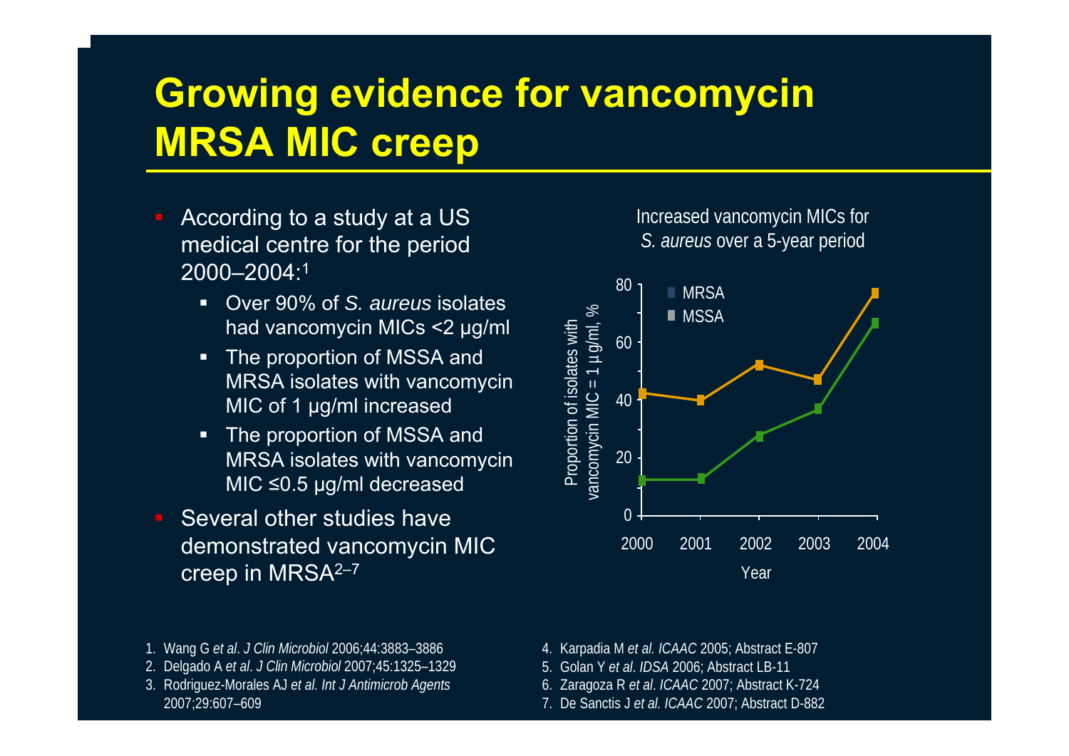# Growing evidence for vancomycin MRSA MIC creep

- According to a study at a US medical centre for the period 2000–2004:[1]
  - Over 90% of *S. aureus* isolates had vancomycin MICs <2 µg/ml
  - The proportion of MSSA and MRSA isolates with vancomycin MIC of 1 µg/ml increased
  - The proportion of MSSA and MRSA isolates with vancomycin MIC ≤0.5 µg/ml decreased
- Several other studies have demonstrated vancomycin MIC creep in MRSA[2–7]

Increased vancomycin MICs for *S. aureus* over a 5-year period

1. Wang G *et al*. *J Clin Microbiol* 2006;44:3883–3886
2. Delgado A *et al*. *J Clin Microbiol* 2007;45:1325–1329
3. Rodriguez-Morales AJ *et al. Int J Antimicrob Agents* 2007;29:607–609
4. Karpadia M *et al. ICAAC* 2005; Abstract E-807
5. Golan Y *et al*. *IDSA* 2006; Abstract LB-11
6. Zaragoza R *et al*. *ICAAC* 2007; Abstract K-724
7. De Sanctis J *et al. ICAAC* 2007; Abstract D-882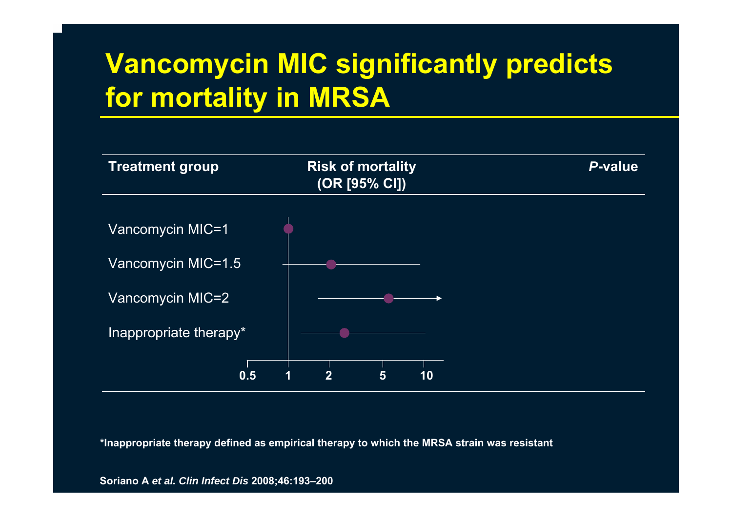# Vancomycin MIC significantly predicts for mortality in MRSA

| Treatment group | Risk of mortality (OR [95% CI]) | *P*-value |
|---|---|---|
| Vancomycin MIC=1 | | |
| Vancomycin MIC=1.5 | | |
| Vancomycin MIC=2 | | |
| Inappropriate therapy* | | |

0.5 1 2 5 10

*Inappropriate therapy defined as empirical therapy to which the MRSA strain was resistant

Soriano A *et al. Clin Infect Dis* 2008;46:193–200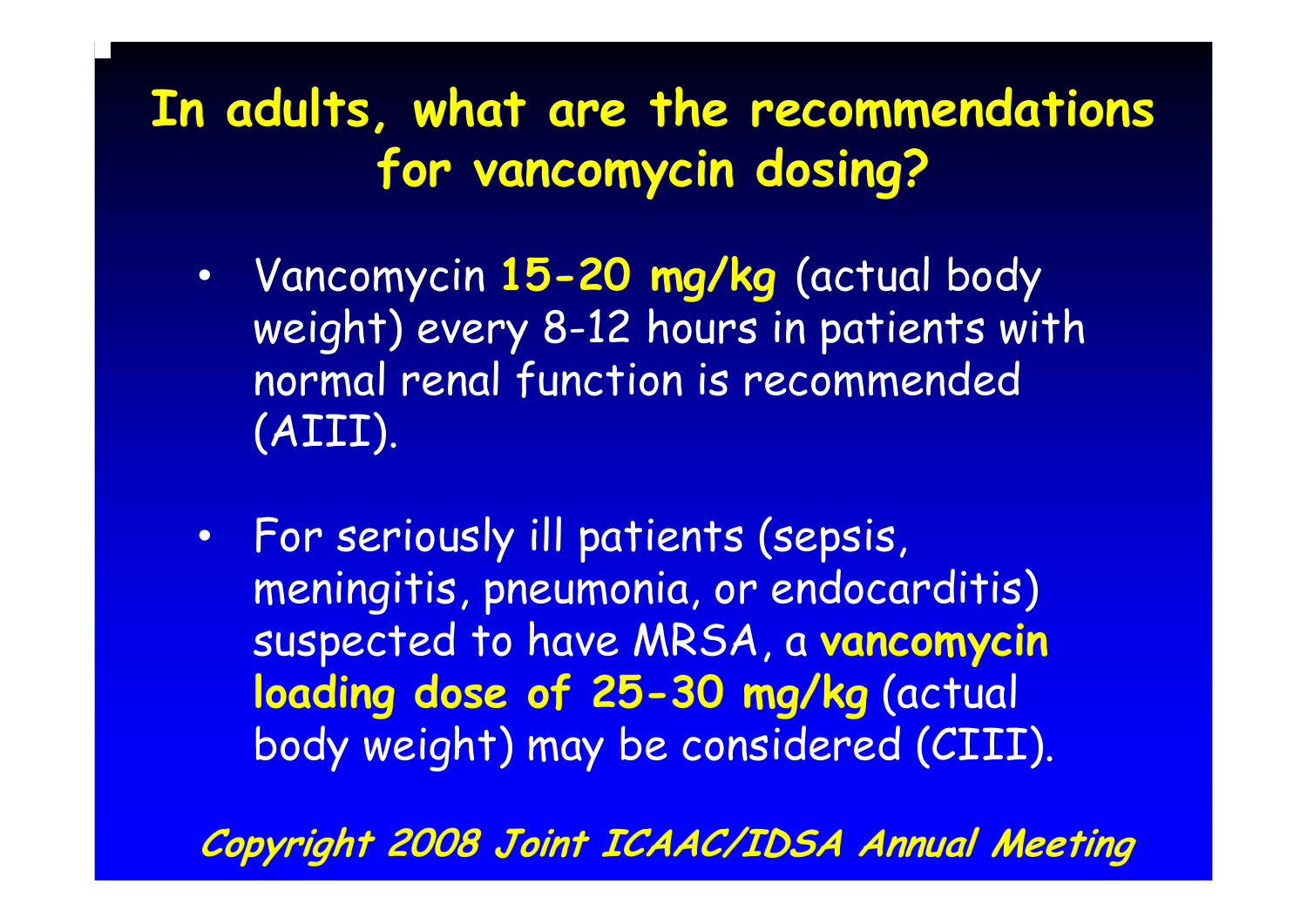# In adults, what are the recommendations for vancomycin dosing?

- Vancomycin **15-20 mg/kg** (actual body weight) every 8-12 hours in patients with normal renal function is recommended (AIII).
- For seriously ill patients (sepsis, meningitis, pneumonia, or endocarditis) suspected to have MRSA, a **vancomycin loading dose of 25-30 mg/kg** (actual body weight) may be considered (CIII).

***Copyright 2008 Joint ICAAC/IDSA Annual Meeting***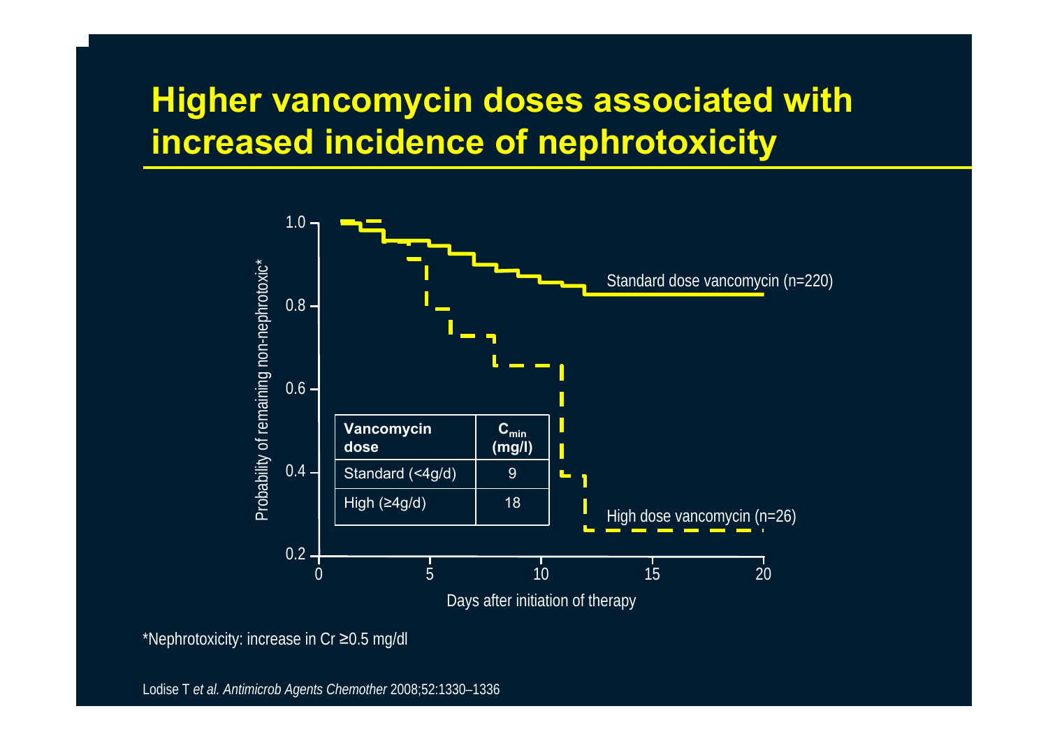# Higher vancomycin doses associated with increased incidence of nephrotoxicity

Probability of remaining non-nephrotoxic*

Days after initiation of therapy

Standard dose vancomycin (n=220)

High dose vancomycin (n=26)

| Vancomycin dose | $C_{min}$ (mg/l) |
|---|---|
| Standard (<4g/d) | 9 |
| High (≥4g/d) | 18 |

*Nephrotoxicity: increase in Cr ≥0.5 mg/dl

Lodise T *et al. Antimicrob Agents Chemother* 2008;52:1330–1336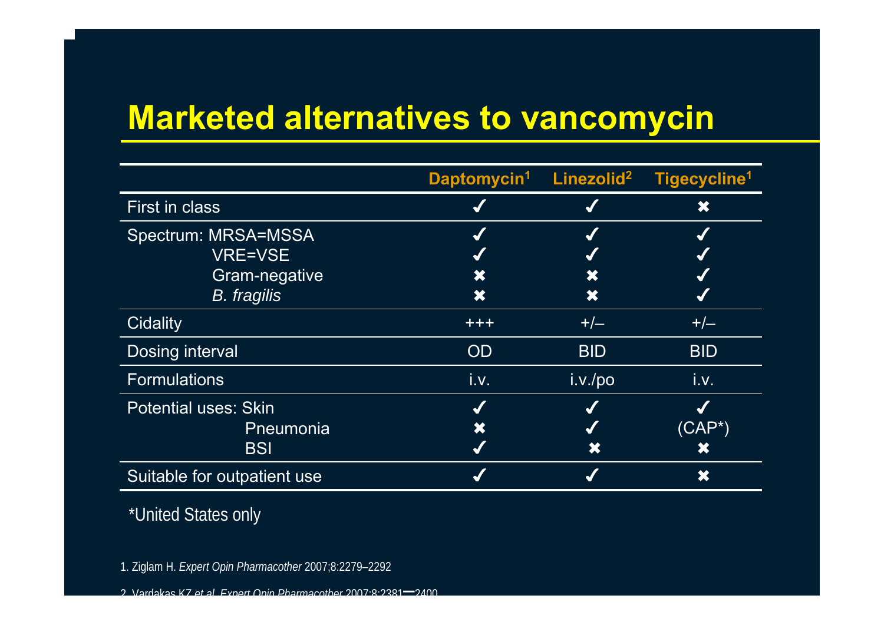# Marketed alternatives to vancomycin

| | Daptomycin[1] | Linezolid[2] | Tigecycline[1] |
|---|---|---|---|
| First in class | ✔ | ✔ | ✖ |
| Spectrum: MRSA=MSSA | ✔ | ✔ | ✔ |
| VRE=VSE | ✔ | ✔ | ✔ |
| Gram-negative | ✖ | ✖ | ✔ |
| *B. fragilis* | ✖ | ✖ | ✔ |
| Cidality | +++ | +/– | +/– |
| Dosing interval | OD | BID | BID |
| Formulations | i.v. | i.v./po | i.v. |
| Potential uses: Skin | ✔ | ✔ | ✔ |
| Pneumonia | ✖ | ✔ | (CAP*) |
| BSI | ✔ | ✖ | ✖ |
| Suitable for outpatient use | ✔ | ✔ | ✖ |

*United States only

1. Ziglam H. *Expert Opin Pharmacother* 2007;8:2279–2292

2. Vardakas KZ *et al. Expert Opin Pharmacother* 2007;8:2381–2400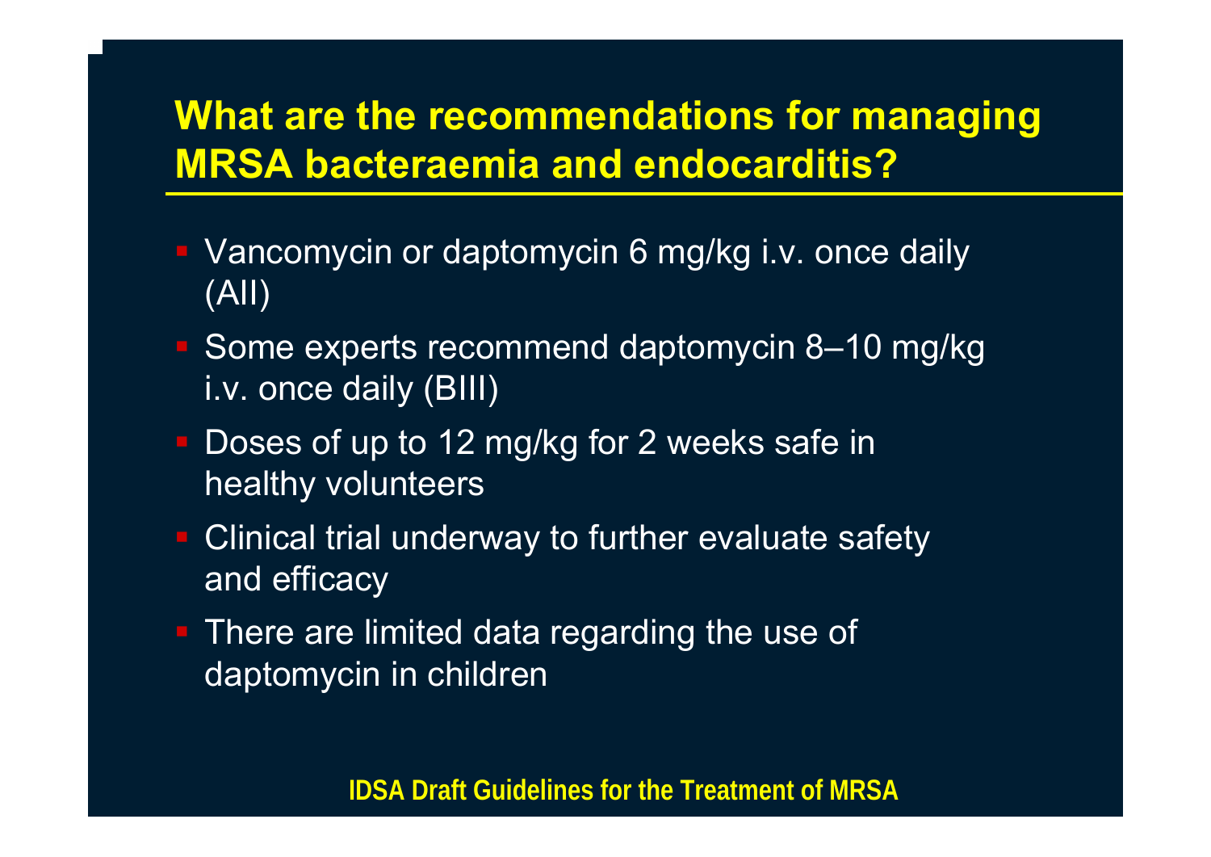## What are the recommendations for managing MRSA bacteraemia and endocarditis?

- Vancomycin or daptomycin 6 mg/kg i.v. once daily (AII)
- Some experts recommend daptomycin 8–10 mg/kg i.v. once daily (BIII)
- Doses of up to 12 mg/kg for 2 weeks safe in healthy volunteers
- Clinical trial underway to further evaluate safety and efficacy
- There are limited data regarding the use of daptomycin in children

**IDSA Draft Guidelines for the Treatment of MRSA**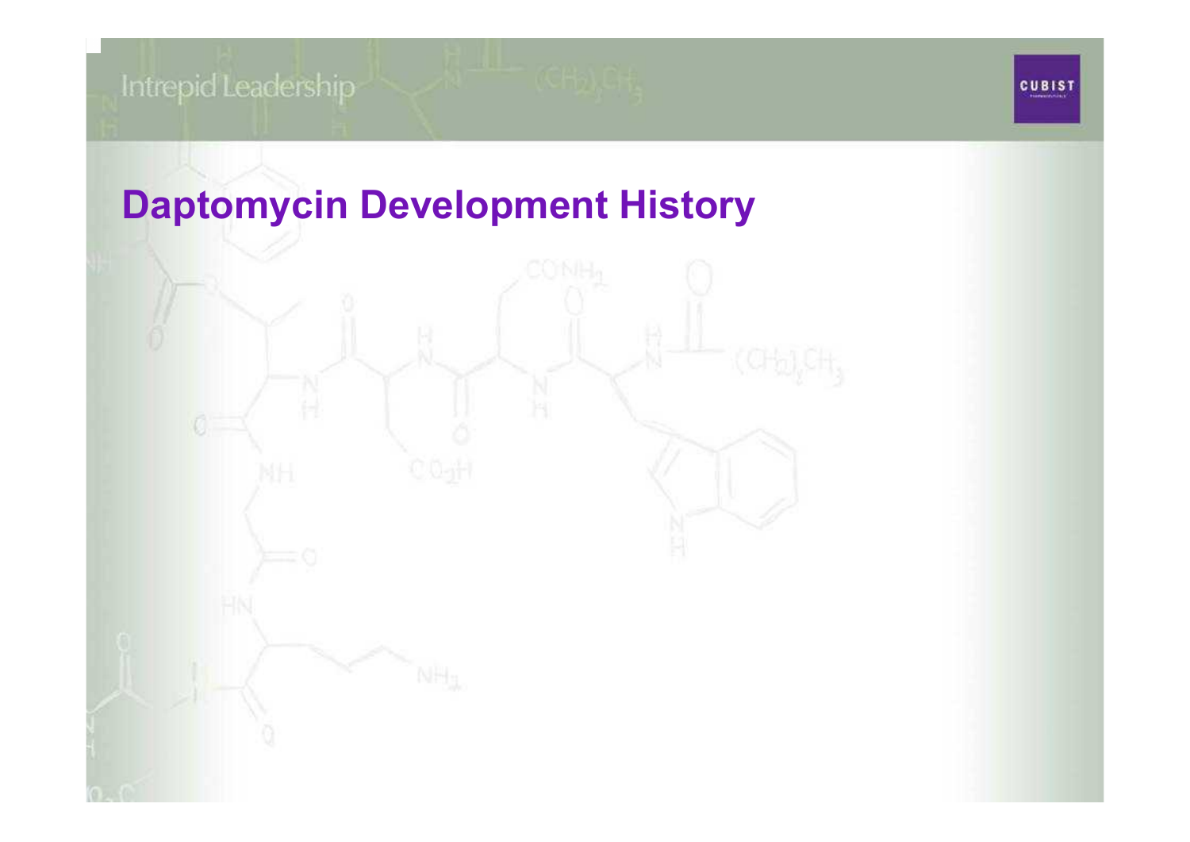# Daptomycin Development History